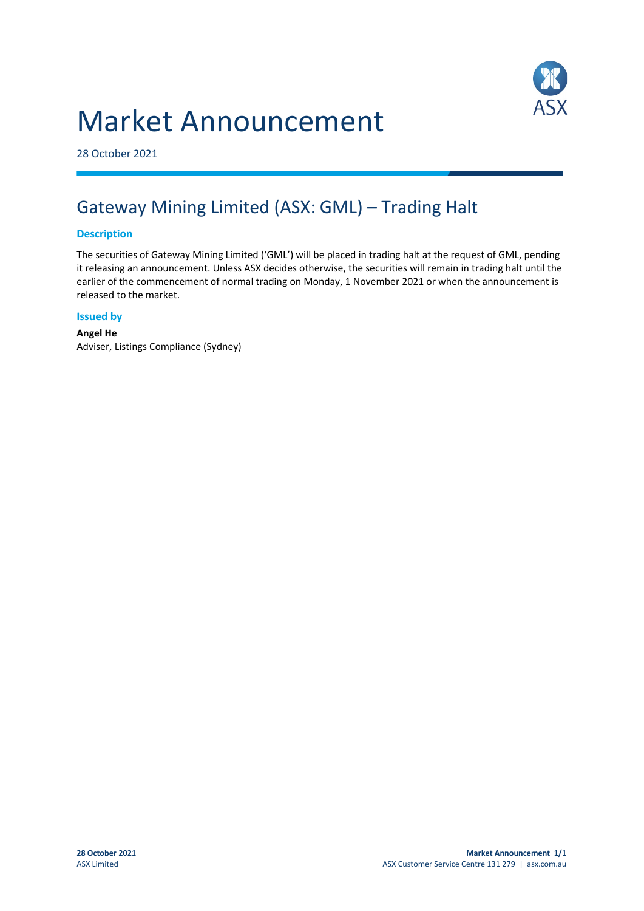# Market Announcement

28 October 2021

## Gateway Mining Limited (ASX: GML) – Trading Halt

### Description

The securities of Gateway Mining Limited ('GML') will be placed in trading halt at the request of GML, pending it releasing an announcement. Unless ASX decides otherwise, the securities will remain in trading halt until the earlier of the commencement of normal trading on Monday, 1 November 2021 or when the announcement is released to the market.

### Issued by

**Angel He**
Adviser, Listings Compliance (Sydney)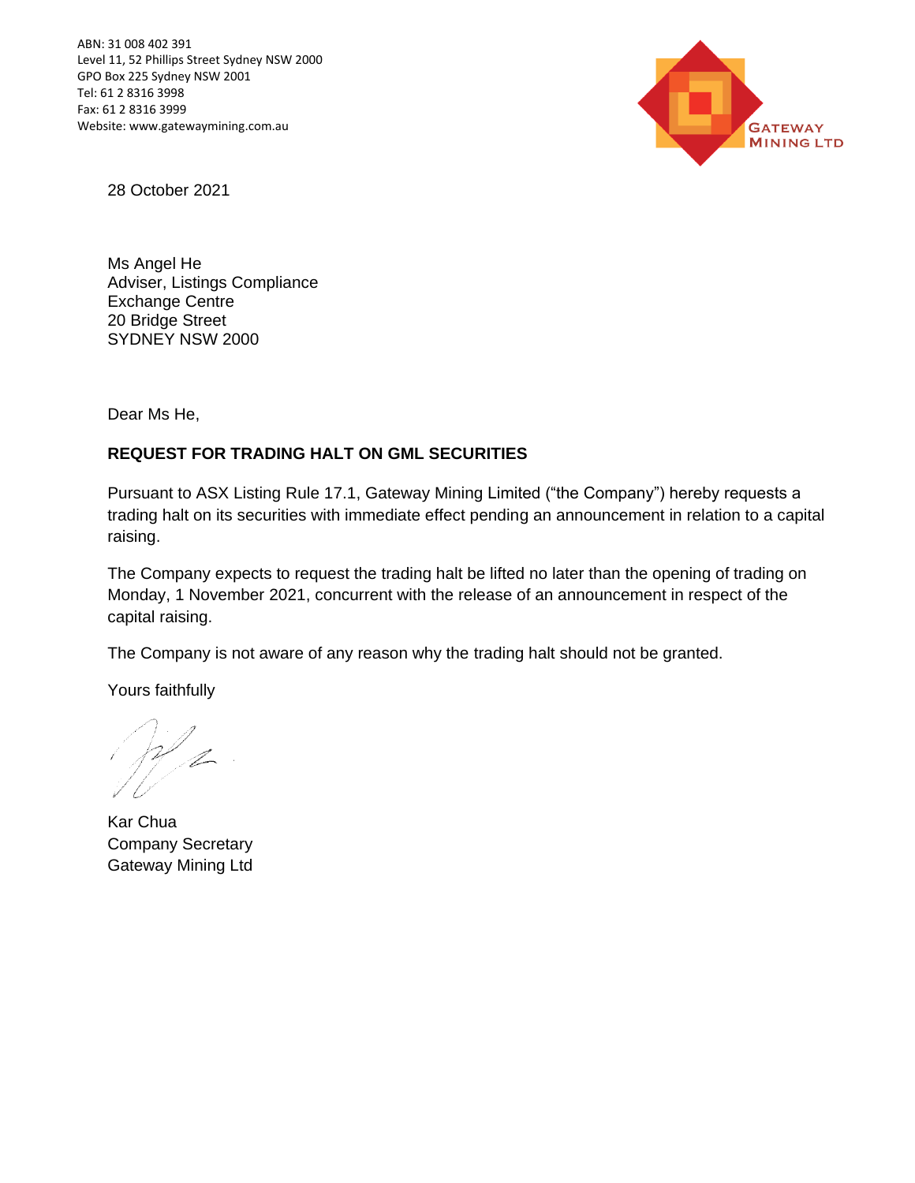ABN: 31 008 402 391
Level 11, 52 Phillips Street Sydney NSW 2000
GPO Box 225 Sydney NSW 2001
Tel: 61 2 8316 3998
Fax: 61 2 8316 3999
Website: www.gatewaymining.com.au

GATEWAY MINING LTD

28 October 2021

Ms Angel He
Adviser, Listings Compliance
Exchange Centre
20 Bridge Street
SYDNEY NSW 2000

Dear Ms He,

**REQUEST FOR TRADING HALT ON GML SECURITIES**

Pursuant to ASX Listing Rule 17.1, Gateway Mining Limited ("the Company") hereby requests a trading halt on its securities with immediate effect pending an announcement in relation to a capital raising.

The Company expects to request the trading halt be lifted no later than the opening of trading on Monday, 1 November 2021, concurrent with the release of an announcement in respect of the capital raising.

The Company is not aware of any reason why the trading halt should not be granted.

Yours faithfully

Kar Chua
Company Secretary
Gateway Mining Ltd